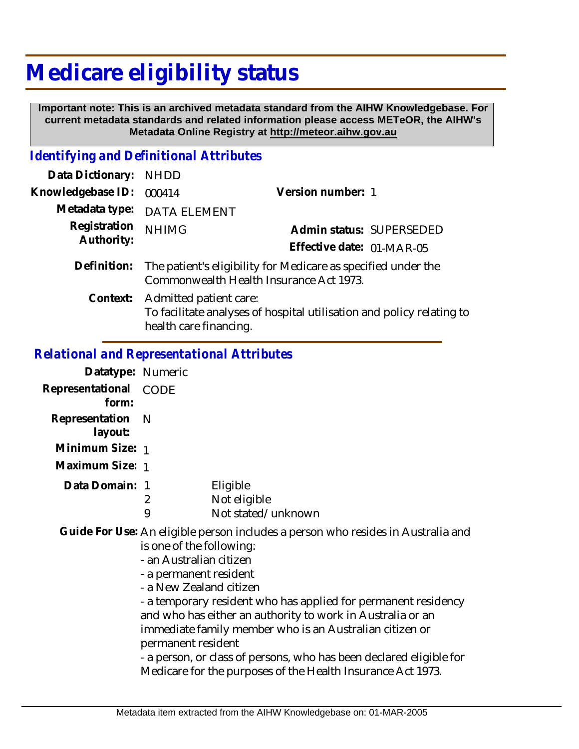# Medicare eligibility status

**Important note: This is an archived metadata standard from the AIHW Knowledgebase. For current metadata standards and related information please access METeOR, the AIHW's Metadata Online Registry at http://meteor.aihw.gov.au**

## *Identifying and Definitional Attributes*

**Data Dictionary:** NHDD

**Knowledgebase ID:** 000414 **Version number:** 1

**Metadata type:** DATA ELEMENT

**Registration Authority:** NHIMG

**Admin status:** SUPERSEDED

**Effective date:** 01-MAR-05

**Definition:** The patient's eligibility for Medicare as specified under the Commonwealth Health Insurance Act 1973.

**Context:** Admitted patient care:
To facilitate analyses of hospital utilisation and policy relating to health care financing.

## *Relational and Representational Attributes*

**Datatype:** Numeric

**Representational form:** CODE

**Representation layout:** N

**Minimum Size:** 1

**Maximum Size:** 1

**Data Domain:**

| | |
|---|---|
| 1 | Eligible |
| 2 | Not eligible |
| 9 | Not stated/unknown |

**Guide For Use:** An eligible person includes a person who resides in Australia and is one of the following:
- an Australian citizen
- a permanent resident
- a New Zealand citizen
- a temporary resident who has applied for permanent residency and who has either an authority to work in Australia or an immediate family member who is an Australian citizen or permanent resident
- a person, or class of persons, who has been declared eligible for Medicare for the purposes of the Health Insurance Act 1973.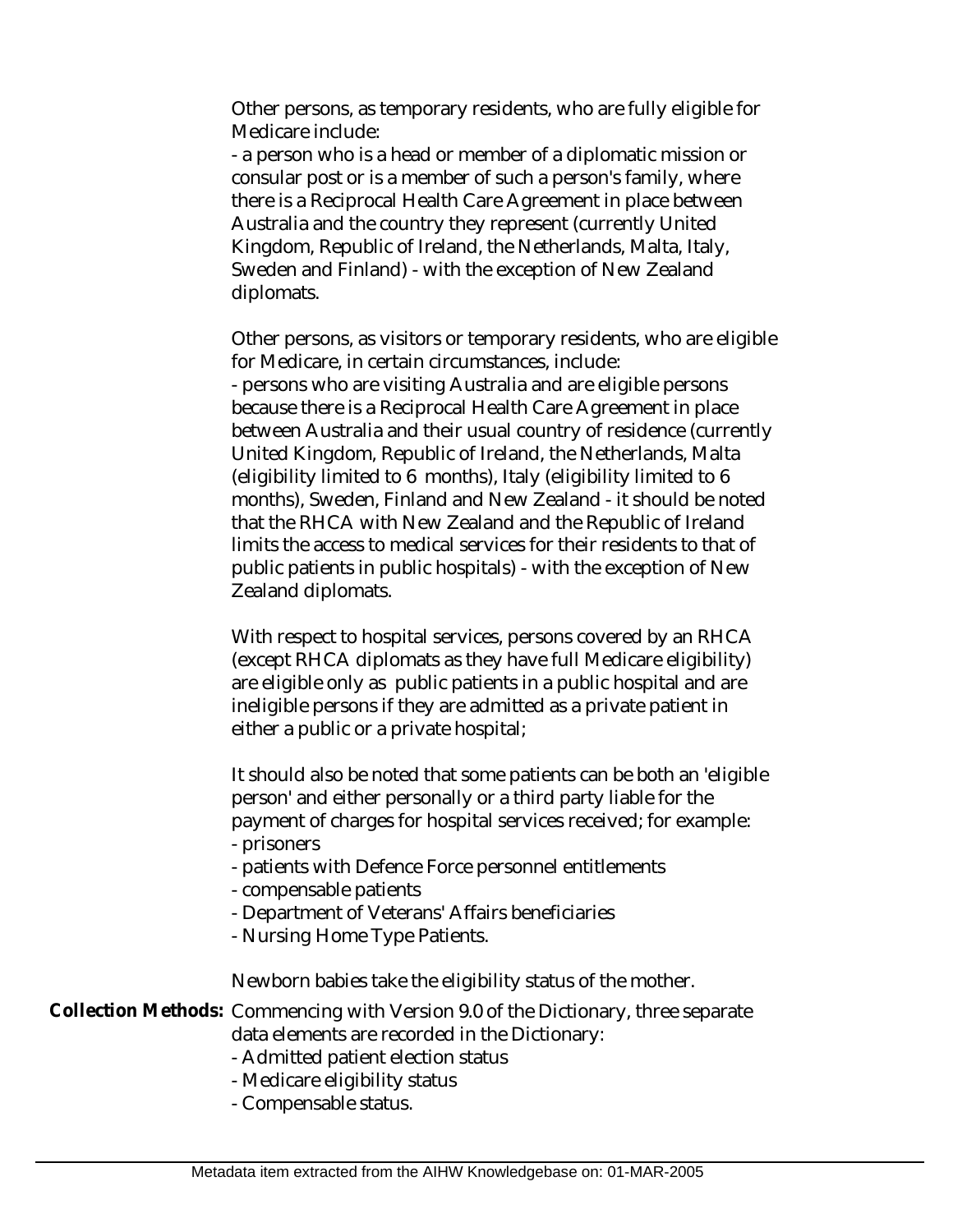Other persons, as temporary residents, who are fully eligible for Medicare include:

- a person who is a head or member of a diplomatic mission or consular post or is a member of such a person's family, where there is a Reciprocal Health Care Agreement in place between Australia and the country they represent (currently United Kingdom, Republic of Ireland, the Netherlands, Malta, Italy, Sweden and Finland) - with the exception of New Zealand diplomats.

Other persons, as visitors or temporary residents, who are eligible for Medicare, in certain circumstances, include:

- persons who are visiting Australia and are eligible persons because there is a Reciprocal Health Care Agreement in place between Australia and their usual country of residence (currently United Kingdom, Republic of Ireland, the Netherlands, Malta (eligibility limited to 6 months), Italy (eligibility limited to 6 months), Sweden, Finland and New Zealand - it should be noted that the RHCA with New Zealand and the Republic of Ireland limits the access to medical services for their residents to that of public patients in public hospitals) - with the exception of New Zealand diplomats.

With respect to hospital services, persons covered by an RHCA (except RHCA diplomats as they have full Medicare eligibility) are eligible only as public patients in a public hospital and are ineligible persons if they are admitted as a private patient in either a public or a private hospital;

It should also be noted that some patients can be both an 'eligible person' and either personally or a third party liable for the payment of charges for hospital services received; for example:

- prisoners
- patients with Defence Force personnel entitlements
- compensable patients
- Department of Veterans' Affairs beneficiaries
- Nursing Home Type Patients.

Newborn babies take the eligibility status of the mother.

**Collection Methods:** Commencing with Version 9.0 of the Dictionary, three separate data elements are recorded in the Dictionary:

- Admitted patient election status
- Medicare eligibility status
- Compensable status.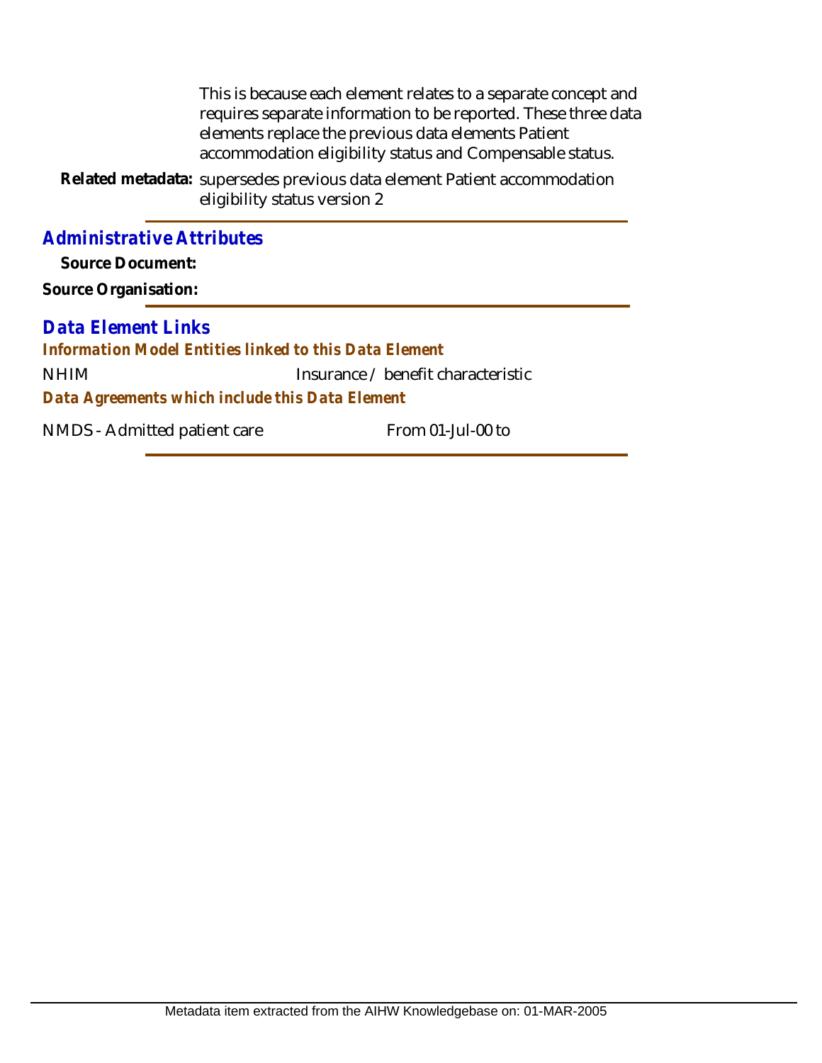This is because each element relates to a separate concept and requires separate information to be reported. These three data elements replace the previous data elements Patient accommodation eligibility status and Compensable status.

**Related metadata:** supersedes previous data element Patient accommodation eligibility status version 2

## Administrative Attributes

**Source Document:**

**Source Organisation:**

## Data Element Links

### *Information Model Entities linked to this Data Element*

| | |
|---|---|
| NHIM | Insurance / benefit characteristic |

### *Data Agreements which include this Data Element*

| | |
|---|---|
| NMDS - Admitted patient care | From 01-Jul-00 to |